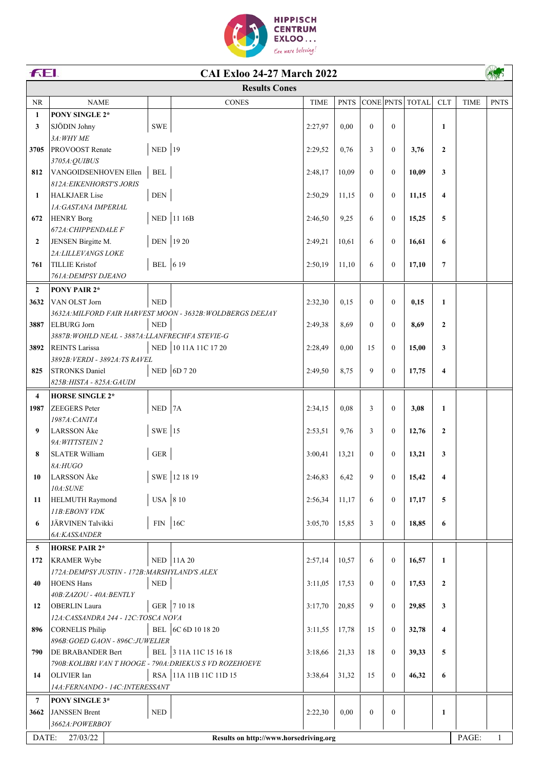HIPPISCH CENTRUM EXLOO...
Een ware beleving!

# CAI Exloo 24-27 March 2022

## Results Cones

| NR | NAME | | CONES | TIME | PNTS | CONE | PNTS | TOTAL | CLT | TIME | PNTS |
|---|---|---|---|---|---|---|---|---|---|---|---|
| **1** | **PONY SINGLE 2*** | | | | | | | | | | |
| **3** | SJÖDIN Johny | SWE | | 2:27,97 | 0,00 | 0 | 0 | | **1** | | |
| | *3A:WHY ME* | | | | | | | | | | |
| **3705** | PROVOOST Renate | NED | 19 | 2:29,52 | 0,76 | 3 | 0 | **3,76** | **2** | | |
| | *3705A:QUIBUS* | | | | | | | | | | |
| **812** | VANGOIDSENHOVEN Ellen | BEL | | 2:48,17 | 10,09 | 0 | 0 | **10,09** | **3** | | |
| | *812A:EIKENHORST'S JORIS* | | | | | | | | | | |
| **1** | HALKJAER Lise | DEN | | 2:50,29 | 11,15 | 0 | 0 | **11,15** | **4** | | |
| | *1A:GASTANA IMPERIAL* | | | | | | | | | | |
| **672** | HENRY Borg | NED | 11 16B | 2:46,50 | 9,25 | 6 | 0 | **15,25** | **5** | | |
| | *672A:CHIPPENDALE F* | | | | | | | | | | |
| **2** | JENSEN Birgitte M. | DEN | 19 20 | 2:49,21 | 10,61 | 6 | 0 | **16,61** | **6** | | |
| | *2A:LILLEVANGS LOKE* | | | | | | | | | | |
| **761** | TILLIE Kristof | BEL | 6 19 | 2:50,19 | 11,10 | 6 | 0 | **17,10** | **7** | | |
| | *761A:DEMPSY DJEANO* | | | | | | | | | | |
| **2** | **PONY PAIR 2*** | | | | | | | | | | |
| **3632** | VAN OLST Jorn | NED | | 2:32,30 | 0,15 | 0 | 0 | **0,15** | **1** | | |
| | *3632A:MILFORD FAIR HARVEST MOON - 3632B:WOLDBERGS DEEJAY* | | | | | | | | | | |
| **3887** | ELBURG Jorn | NED | | 2:49,38 | 8,69 | 0 | 0 | **8,69** | **2** | | |
| | *3887B:WOHLD NEAL - 3887A:LLANFRECHFA STEVIE-G* | | | | | | | | | | |
| **3892** | REINTS Larissa | NED | 10 11A 11C 17 20 | 2:28,49 | 0,00 | 15 | 0 | **15,00** | **3** | | |
| | *3892B:VERDI - 3892A:TS RAVEL* | | | | | | | | | | |
| **825** | STRONKS Daniel | NED | 6D 7 20 | 2:49,50 | 8,75 | 9 | 0 | **17,75** | **4** | | |
| | *825B:HISTA - 825A:GAUDI* | | | | | | | | | | |
| **4** | **HORSE SINGLE 2*** | | | | | | | | | | |
| **1987** | ZEEGERS Peter | NED | 7A | 2:34,15 | 0,08 | 3 | 0 | **3,08** | **1** | | |
| | *1987A:CANITA* | | | | | | | | | | |
| **9** | LARSSON Åke | SWE | 15 | 2:53,51 | 9,76 | 3 | 0 | **12,76** | **2** | | |
| | *9A:WITTSTEIN 2* | | | | | | | | | | |
| **8** | SLATER William | GER | | 3:00,41 | 13,21 | 0 | 0 | **13,21** | **3** | | |
| | *8A:HUGO* | | | | | | | | | | |
| **10** | LARSSON Åke | SWE | 12 18 19 | 2:46,83 | 6,42 | 9 | 0 | **15,42** | **4** | | |
| | *10A:SUNE* | | | | | | | | | | |
| **11** | HELMUTH Raymond | USA | 8 10 | 2:56,34 | 11,17 | 6 | 0 | **17,17** | **5** | | |
| | *11B:EBONY VDK* | | | | | | | | | | |
| **6** | JÄRVINEN Talvikki | FIN | 16C | 3:05,70 | 15,85 | 3 | 0 | **18,85** | **6** | | |
| | *6A:KASSANDER* | | | | | | | | | | |
| **5** | **HORSE PAIR 2*** | | | | | | | | | | |
| **172** | KRAMER Wybe | NED | 11A 20 | 2:57,14 | 10,57 | 6 | 0 | **16,57** | **1** | | |
| | *172A:DEMPSY JUSTIN - 172B:MARSHYLAND'S ALEX* | | | | | | | | | | |
| **40** | HOENS Hans | NED | | 3:11,05 | 17,53 | 0 | 0 | **17,53** | **2** | | |
| | *40B:ZAZOU - 40A:BENTLY* | | | | | | | | | | |
| **12** | OBERLIN Laura | GER | 7 10 18 | 3:17,70 | 20,85 | 9 | 0 | **29,85** | **3** | | |
| | *12A:CASSANDRA 244 - 12C:TOSCA NOVA* | | | | | | | | | | |
| **896** | CORNELIS Philip | BEL | 6C 6D 10 18 20 | 3:11,55 | 17,78 | 15 | 0 | **32,78** | **4** | | |
| | *896B:GOED GAON - 896C:JUWELIER* | | | | | | | | | | |
| **790** | DE BRABANDER Bert | BEL | 3 11A 11C 15 16 18 | 3:18,66 | 21,33 | 18 | 0 | **39,33** | **5** | | |
| | *790B:KOLIBRI VAN T HOOGE - 790A:DRIEKUS S VD ROZEHOEVE* | | | | | | | | | | |
| **14** | OLIVIER Ian | RSA | 11A 11B 11C 11D 15 | 3:38,64 | 31,32 | 15 | 0 | **46,32** | **6** | | |
| | *14A:FERNANDO - 14C:INTERESSANT* | | | | | | | | | | |
| **7** | **PONY SINGLE 3*** | | | | | | | | | | |
| **3662** | JANSSEN Brent | NED | | 2:22,30 | 0,00 | 0 | 0 | | **1** | | |
| | *3662A:POWERBOY* | | | | | | | | | | |

DATE: 27/03/22 — **Results on http://www.horsedriving.org**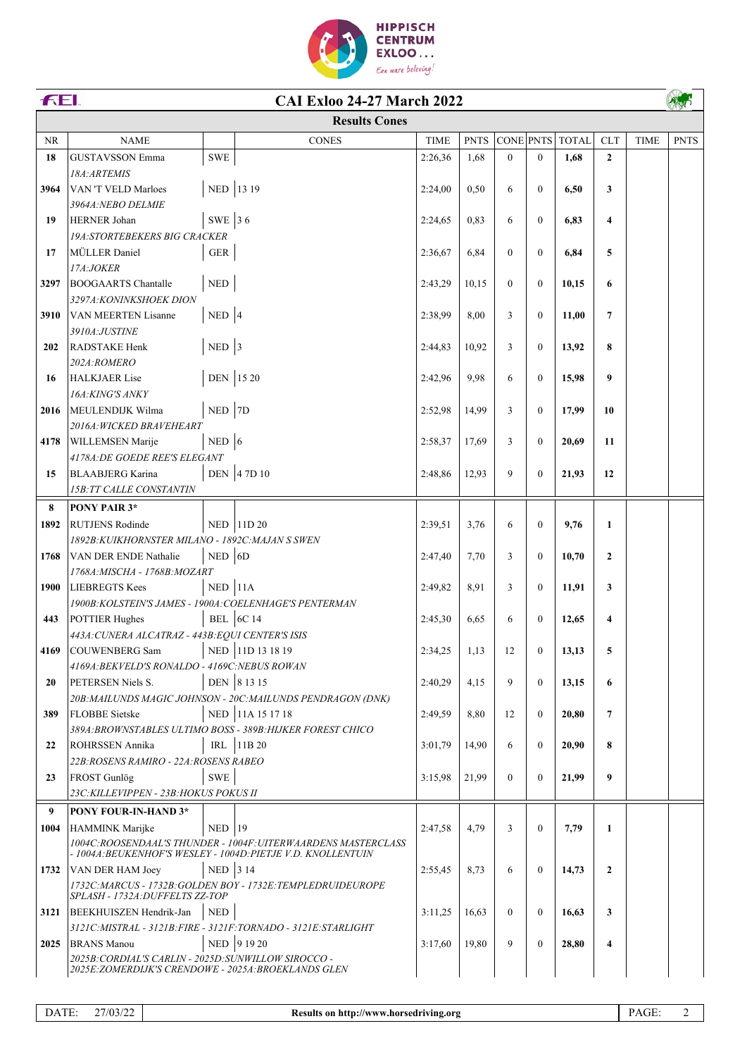# CAI Exloo 24-27 March 2022

## Results Cones

| NR | NAME | | CONES | TIME | PNTS | CONE | PNTS | TOTAL | CLT | TIME | PNTS |
|---|---|---|---|---|---|---|---|---|---|---|---|
| 18 | GUSTAVSSON Emma | SWE | | 2:26,36 | 1,68 | 0 | 0 | **1,68** | **2** | | |
| | *18A:ARTEMIS* | | | | | | | | | | |
| 3964 | VAN 'T VELD Marloes | NED | 13 19 | 2:24,00 | 0,50 | 6 | 0 | **6,50** | **3** | | |
| | *3964A:NEBO DELMIE* | | | | | | | | | | |
| 19 | HERNER Johan | SWE | 3 6 | 2:24,65 | 0,83 | 6 | 0 | **6,83** | **4** | | |
| | *19A:STORTEBEKERS BIG CRACKER* | | | | | | | | | | |
| 17 | MÜLLER Daniel | GER | | 2:36,67 | 6,84 | 0 | 0 | **6,84** | **5** | | |
| | *17A:JOKER* | | | | | | | | | | |
| 3297 | BOOGAARTS Chantalle | NED | | 2:43,29 | 10,15 | 0 | 0 | **10,15** | **6** | | |
| | *3297A:KONINKSHOEK DION* | | | | | | | | | | |
| 3910 | VAN MEERTEN Lisanne | NED | 4 | 2:38,99 | 8,00 | 3 | 0 | **11,00** | **7** | | |
| | *3910A:JUSTINE* | | | | | | | | | | |
| 202 | RADSTAKE Henk | NED | 3 | 2:44,83 | 10,92 | 3 | 0 | **13,92** | **8** | | |
| | *202A:ROMERO* | | | | | | | | | | |
| 16 | HALKJAER Lise | DEN | 15 20 | 2:42,96 | 9,98 | 6 | 0 | **15,98** | **9** | | |
| | *16A:KING'S ANKY* | | | | | | | | | | |
| 2016 | MEULENDIJK Wilma | NED | 7D | 2:52,98 | 14,99 | 3 | 0 | **17,99** | **10** | | |
| | *2016A:WICKED BRAVEHEART* | | | | | | | | | | |
| 4178 | WILLEMSEN Marije | NED | 6 | 2:58,37 | 17,69 | 3 | 0 | **20,69** | **11** | | |
| | *4178A:DE GOEDE REE'S ELEGANT* | | | | | | | | | | |
| 15 | BLAABJERG Karina | DEN | 4 7D 10 | 2:48,86 | 12,93 | 9 | 0 | **21,93** | **12** | | |
| | *15B:TT CALLE CONSTANTIN* | | | | | | | | | | |
| **8** | **PONY PAIR 3*** | | | | | | | | | | |
| 1892 | RUTJENS Rodinde | NED | 11D 20 | 2:39,51 | 3,76 | 6 | 0 | **9,76** | **1** | | |
| | *1892B:KUIKHORNSTER MILANO - 1892C:MAJAN S SWEN* | | | | | | | | | | |
| 1768 | VAN DER ENDE Nathalie | NED | 6D | 2:47,40 | 7,70 | 3 | 0 | **10,70** | **2** | | |
| | *1768A:MISCHA - 1768B:MOZART* | | | | | | | | | | |
| 1900 | LIEBREGTS Kees | NED | 11A | 2:49,82 | 8,91 | 3 | 0 | **11,91** | **3** | | |
| | *1900B:KOLSTEIN'S JAMES - 1900A:COELENHAGE'S PENTERMAN* | | | | | | | | | | |
| 443 | POTTIER Hughes | BEL | 6C 14 | 2:45,30 | 6,65 | 6 | 0 | **12,65** | **4** | | |
| | *443A:CUNERA ALCATRAZ - 443B:EQUI CENTER'S ISIS* | | | | | | | | | | |
| 4169 | COUWENBERG Sam | NED | 11D 13 18 19 | 2:34,25 | 1,13 | 12 | 0 | **13,13** | **5** | | |
| | *4169A:BEKVELD'S RONALDO - 4169C:NEBUS ROWAN* | | | | | | | | | | |
| 20 | PETERSEN Niels S. | DEN | 8 13 15 | 2:40,29 | 4,15 | 9 | 0 | **13,15** | **6** | | |
| | *20B:MAILUNDS MAGIC JOHNSON - 20C:MAILUNDS PENDRAGON (DNK)* | | | | | | | | | | |
| 389 | FLOBBE Sietske | NED | 11A 15 17 18 | 2:49,59 | 8,80 | 12 | 0 | **20,80** | **7** | | |
| | *389A:BROWNSTABLES ULTIMO BOSS - 389B:HIJKER FOREST CHICO* | | | | | | | | | | |
| 22 | ROHRSSEN Annika | IRL | 11B 20 | 3:01,79 | 14,90 | 6 | 0 | **20,90** | **8** | | |
| | *22B:ROSENS RAMIRO - 22A:ROSENS RABEO* | | | | | | | | | | |
| 23 | FROST Gunlög | SWE | | 3:15,98 | 21,99 | 0 | 0 | **21,99** | **9** | | |
| | *23C:KILLEVIPPEN - 23B:HOKUS POKUS II* | | | | | | | | | | |
| **9** | **PONY FOUR-IN-HAND 3*** | | | | | | | | | | |
| 1004 | HAMMINK Marijke | NED | 19 | 2:47,58 | 4,79 | 3 | 0 | **7,79** | **1** | | |
| | *1004C:ROOSENDAAL'S THUNDER - 1004F:UITERWAARDENS MASTERCLASS - 1004A:BEUKENHOF'S WESLEY - 1004D:PIETJE V.D. KNOLLENTUIN* | | | | | | | | | | |
| 1732 | VAN DER HAM Joey | NED | 3 14 | 2:55,45 | 8,73 | 6 | 0 | **14,73** | **2** | | |
| | *1732C:MARCUS - 1732B:GOLDEN BOY - 1732E:TEMPLEDRUIDEUROPE SPLASH - 1732A:DUFFELTS ZZ-TOP* | | | | | | | | | | |
| 3121 | BEEKHUISZEN Hendrik-Jan | NED | | 3:11,25 | 16,63 | 0 | 0 | **16,63** | **3** | | |
| | *3121C:MISTRAL - 3121B:FIRE - 3121F:TORNADO - 3121E:STARLIGHT* | | | | | | | | | | |
| 2025 | BRANS Manou | NED | 9 19 20 | 3:17,60 | 19,80 | 9 | 0 | **28,80** | **4** | | |
| | *2025B:CORDIAL'S CARLIN - 2025D:SUNWILLOW SIROCCO - 2025E:ZOMERDIJK'S CRENDOWE - 2025A:BROEKLANDS GLEN* | | | | | | | | | | |

DATE: 27/03/22 — **Results on http://www.horsedriving.org**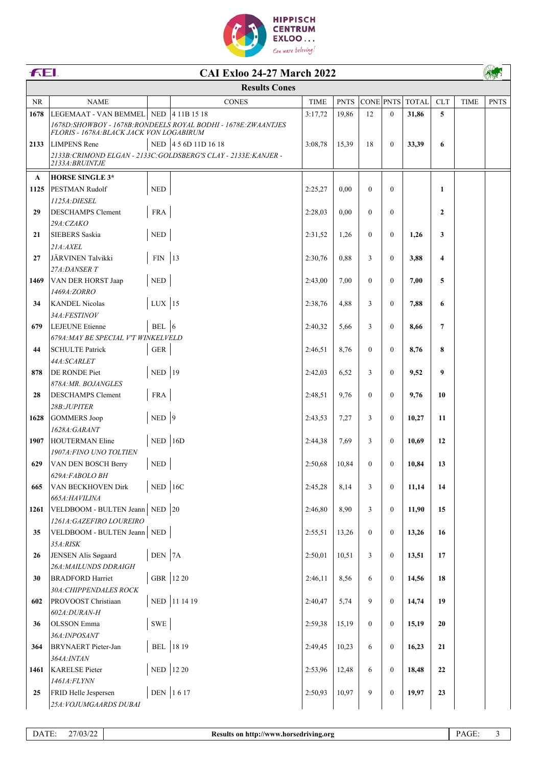# CAI Exloo 24-27 March 2022

## Results Cones

| NR | NAME | | CONES | TIME | PNTS | CONE | PNTS | TOTAL | CLT | TIME | PNTS |
|---|---|---|---|---|---|---|---|---|---|---|---|
| 1678 | LEGEMAAT - VAN BEMMEL | NED | 4 11B 15 18 | 3:17,72 | 19,86 | 12 | 0 | 31,86 | 5 | | |
| | *1678D:SHOWBOY - 1678B:RONDEELS ROYAL BODHI - 1678E:ZWAANTJES FLORIS - 1678A:BLACK JACK VON LOGABIRUM* | | | | | | | | | | |
| 2133 | LIMPENS Rene | NED | 4 5 6D 11D 16 18 | 3:08,78 | 15,39 | 18 | 0 | 33,39 | 6 | | |
| | *2133B:CRIMOND ELGAN - 2133C:GOLDSBERG'S CLAY - 2133E:KANJER - 2133A:BRUINTJE* | | | | | | | | | | |
| **A** | **HORSE SINGLE 3*** | | | | | | | | | | |
| 1125 | PESTMAN Rudolf | NED | | 2:25,27 | 0,00 | 0 | 0 | | 1 | | |
| | *1125A:DIESEL* | | | | | | | | | | |
| 29 | DESCHAMPS Clement | FRA | | 2:28,03 | 0,00 | 0 | 0 | | 2 | | |
| | *29A:CZAKO* | | | | | | | | | | |
| 21 | SIEBERS Saskia | NED | | 2:31,52 | 1,26 | 0 | 0 | 1,26 | 3 | | |
| | *21A:AXEL* | | | | | | | | | | |
| 27 | JÄRVINEN Talvikki | FIN | 13 | 2:30,76 | 0,88 | 3 | 0 | 3,88 | 4 | | |
| | *27A:DANSER T* | | | | | | | | | | |
| 1469 | VAN DER HORST Jaap | NED | | 2:43,00 | 7,00 | 0 | 0 | 7,00 | 5 | | |
| | *1469A:ZORRO* | | | | | | | | | | |
| 34 | KANDEL Nicolas | LUX | 15 | 2:38,76 | 4,88 | 3 | 0 | 7,88 | 6 | | |
| | *34A:FESTINOV* | | | | | | | | | | |
| 679 | LEJEUNE Etienne | BEL | 6 | 2:40,32 | 5,66 | 3 | 0 | 8,66 | 7 | | |
| | *679A:MAY BE SPECIAL V'T WINKELVELD* | | | | | | | | | | |
| 44 | SCHULTE Patrick | GER | | 2:46,51 | 8,76 | 0 | 0 | 8,76 | 8 | | |
| | *44A:SCARLET* | | | | | | | | | | |
| 878 | DE RONDE Piet | NED | 19 | 2:42,03 | 6,52 | 3 | 0 | 9,52 | 9 | | |
| | *878A:MR. BOJANGLES* | | | | | | | | | | |
| 28 | DESCHAMPS Clement | FRA | | 2:48,51 | 9,76 | 0 | 0 | 9,76 | 10 | | |
| | *28B:JUPITER* | | | | | | | | | | |
| 1628 | GOMMERS Joop | NED | 9 | 2:43,53 | 7,27 | 3 | 0 | 10,27 | 11 | | |
| | *1628A:GARANT* | | | | | | | | | | |
| 1907 | HOUTERMAN Eline | NED | 16D | 2:44,38 | 7,69 | 3 | 0 | 10,69 | 12 | | |
| | *1907A:FINO UNO TOLTIEN* | | | | | | | | | | |
| 629 | VAN DEN BOSCH Berry | NED | | 2:50,68 | 10,84 | 0 | 0 | 10,84 | 13 | | |
| | *629A:FABOLO BH* | | | | | | | | | | |
| 665 | VAN BECKHOVEN Dirk | NED | 16C | 2:45,28 | 8,14 | 3 | 0 | 11,14 | 14 | | |
| | *665A:HAVILINA* | | | | | | | | | | |
| 1261 | VELDBOOM - BULTEN Jeann | NED | 20 | 2:46,80 | 8,90 | 3 | 0 | 11,90 | 15 | | |
| | *1261A:GAZEFIRO LOUREIRO* | | | | | | | | | | |
| 35 | VELDBOOM - BULTEN Jeann | NED | | 2:55,51 | 13,26 | 0 | 0 | 13,26 | 16 | | |
| | *35A:RISK* | | | | | | | | | | |
| 26 | JENSEN Alis Søgaard | DEN | 7A | 2:50,01 | 10,51 | 3 | 0 | 13,51 | 17 | | |
| | *26A:MAILUNDS DDRAIGH* | | | | | | | | | | |
| 30 | BRADFORD Harriet | GBR | 12 20 | 2:46,11 | 8,56 | 6 | 0 | 14,56 | 18 | | |
| | *30A:CHIPPENDALES ROCK* | | | | | | | | | | |
| 602 | PROVOOST Christiaan | NED | 11 14 19 | 2:40,47 | 5,74 | 9 | 0 | 14,74 | 19 | | |
| | *602A:DURAN-H* | | | | | | | | | | |
| 36 | OLSSON Emma | SWE | | 2:59,38 | 15,19 | 0 | 0 | 15,19 | 20 | | |
| | *36A:INPOSANT* | | | | | | | | | | |
| 364 | BRYNAERT Pieter-Jan | BEL | 18 19 | 2:49,45 | 10,23 | 6 | 0 | 16,23 | 21 | | |
| | *364A:INTAN* | | | | | | | | | | |
| 1461 | KARELSE Pieter | NED | 12 20 | 2:53,96 | 12,48 | 6 | 0 | 18,48 | 22 | | |
| | *1461A:FLYNN* | | | | | | | | | | |
| 25 | FRID Helle Jespersen | DEN | 1 6 17 | 2:50,93 | 10,97 | 9 | 0 | 19,97 | 23 | | |
| | *25A:VOJUMGAARDS DUBAI* | | | | | | | | | | |

DATE: 27/03/22 — Results on http://www.horsedriving.org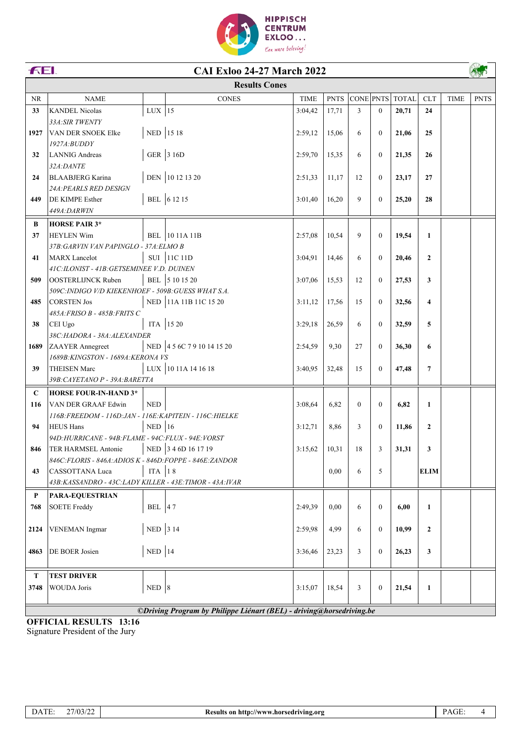# CAI Exloo 24-27 March 2022

## Results Cones

| NR | NAME | | CONES | TIME | PNTS | CONE | PNTS | TOTAL | CLT | TIME | PNTS |
|---|---|---|---|---|---|---|---|---|---|---|---|
| 33 | KANDEL Nicolas | LUX | 15 | 3:04,42 | 17,71 | 3 | 0 | **20,71** | **24** | | |
| | *33A:SIR TWENTY* | | | | | | | | | | |
| 1927 | VAN DER SNOEK Elke | NED | 15 18 | 2:59,12 | 15,06 | 6 | 0 | **21,06** | **25** | | |
| | *1927A:BUDDY* | | | | | | | | | | |
| 32 | LANNIG Andreas | GER | 3 16D | 2:59,70 | 15,35 | 6 | 0 | **21,35** | **26** | | |
| | *32A:DANTE* | | | | | | | | | | |
| 24 | BLAABJERG Karina | DEN | 10 12 13 20 | 2:51,33 | 11,17 | 12 | 0 | **23,17** | **27** | | |
| | *24A:PEARLS RED DESIGN* | | | | | | | | | | |
| 449 | DE KIMPE Esther | BEL | 6 12 15 | 3:01,40 | 16,20 | 9 | 0 | **25,20** | **28** | | |
| | *449A:DARWIN* | | | | | | | | | | |
| **B** | **HORSE PAIR 3*** | | | | | | | | | | |
| 37 | HEYLEN Wim | BEL | 10 11A 11B | 2:57,08 | 10,54 | 9 | 0 | **19,54** | **1** | | |
| | *37B:GARVIN VAN PAPINGLO - 37A:ELMO B* | | | | | | | | | | |
| 41 | MARX Lancelot | SUI | 11C 11D | 3:04,91 | 14,46 | 6 | 0 | **20,46** | **2** | | |
| | *41C:ILONIST - 41B:GETSEMINEE V.D. DUINEN* | | | | | | | | | | |
| 509 | OOSTERLIJNCK Ruben | BEL | 5 10 15 20 | 3:07,06 | 15,53 | 12 | 0 | **27,53** | **3** | | |
| | *509C:INDIGO V/D KIEKENHOEF - 509B:GUESS WHAT S.A.* | | | | | | | | | | |
| 485 | CORSTEN Jos | NED | 11A 11B 11C 15 20 | 3:11,12 | 17,56 | 15 | 0 | **32,56** | **4** | | |
| | *485A:FRISO B - 485B:FRITS C* | | | | | | | | | | |
| 38 | CEI Ugo | ITA | 15 20 | 3:29,18 | 26,59 | 6 | 0 | **32,59** | **5** | | |
| | *38C:HADORA - 38A:ALEXANDER* | | | | | | | | | | |
| 1689 | ZAAYER Annegreet | NED | 4 5 6C 7 9 10 14 15 20 | 2:54,59 | 9,30 | 27 | 0 | **36,30** | **6** | | |
| | *1689B:KINGSTON - 1689A:KERONA VS* | | | | | | | | | | |
| 39 | THEISEN Marc | LUX | 10 11A 14 16 18 | 3:40,95 | 32,48 | 15 | 0 | **47,48** | **7** | | |
| | *39B:CAYETANO P - 39A:BARETTA* | | | | | | | | | | |
| **C** | **HORSE FOUR-IN-HAND 3*** | | | | | | | | | | |
| 116 | VAN DER GRAAF Edwin | NED | | 3:08,64 | 6,82 | 0 | 0 | **6,82** | **1** | | |
| | *116B:FREEDOM - 116D:JAN - 116E:KAPITEIN - 116C:HIELKE* | | | | | | | | | | |
| 94 | HEUS Hans | NED | 16 | 3:12,71 | 8,86 | 3 | 0 | **11,86** | **2** | | |
| | *94D:HURRICANE - 94B:FLAME - 94C:FLUX - 94E:VORST* | | | | | | | | | | |
| 846 | TER HARMSEL Antonie | NED | 3 4 6D 16 17 19 | 3:15,62 | 10,31 | 18 | 3 | **31,31** | **3** | | |
| | *846C:FLORIS - 846A:ADIOS K - 846D:FOPPE - 846E:ZANDOR* | | | | | | | | | | |
| 43 | CASSOTTANA Luca | ITA | 1 8 | | 0,00 | 6 | 5 | | **ELIM** | | |
| | *43B:KASSANDRO - 43C:LADY KILLER - 43E:TIMOR - 43A:IVAR* | | | | | | | | | | |
| **P** | **PARA-EQUESTRIAN** | | | | | | | | | | |
| 768 | SOETE Freddy | BEL | 4 7 | 2:49,39 | 0,00 | 6 | 0 | **6,00** | **1** | | |
| 2124 | VENEMAN Ingmar | NED | 3 14 | 2:59,98 | 4,99 | 6 | 0 | **10,99** | **2** | | |
| 4863 | DE BOER Josien | NED | 14 | 3:36,46 | 23,23 | 3 | 0 | **26,23** | **3** | | |
| **T** | **TEST DRIVER** | | | | | | | | | | |
| 3748 | WOUDA Joris | NED | 8 | 3:15,07 | 18,54 | 3 | 0 | **21,54** | **1** | | |

***©Driving Program by Philippe Liénart (BEL) - driving@horsedriving.be***

**OFFICIAL RESULTS 13:16**

Signature President of the Jury

DATE: 27/03/22 | **Results on http://www.horsedriving.org**